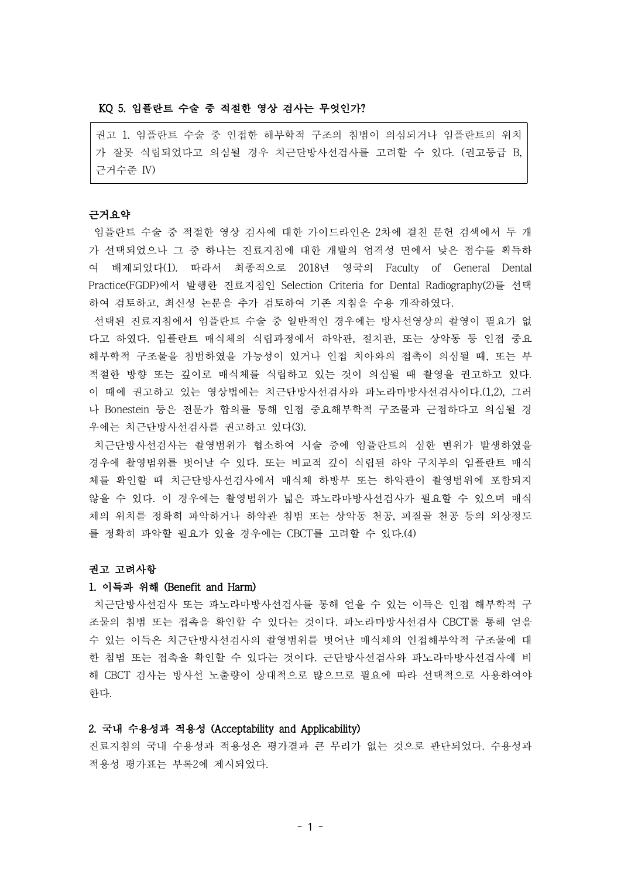### KQ 5. 임플란트 수술 중 적절한 영상 검사는 무엇인가?

> 권고 1. 임플란트 수술 중 인접한 해부학적 구조의 침범이 의심되거나 임플란트의 위치가 잘못 식립되었다고 의심될 경우 치근단방사선검사를 고려할 수 있다. (권고등급 B, 근거수준 IV)

#### 근거요약

임플란트 수술 중 적절한 영상 검사에 대한 가이드라인은 2차에 걸친 문헌 검색에서 두 개가 선택되었으나 그 중 하나는 진료지침에 대한 개발의 엄격성 면에서 낮은 점수를 획득하여 배제되었다(1). 따라서 최종적으로 2018년 영국의 Faculty of General Dental Practice(FGDP)에서 발행한 진료지침인 Selection Criteria for Dental Radiography(2)를 선택하여 검토하고, 최신성 논문을 추가 검토하여 기존 지침을 수용 개작하였다.

선택된 진료지침에서 임플란트 수술 중 일반적인 경우에는 방사선영상의 촬영이 필요가 없다고 하였다. 임플란트 매식체의 식립과정에서 하악관, 절치관, 또는 상악동 등 인접 중요 해부학적 구조물을 침범하였을 가능성이 있거나 인접 치아와의 접촉이 의심될 때, 또는 부적절한 방향 또는 깊이로 매식체를 식립하고 있는 것이 의심될 때 촬영을 권고하고 있다. 이 때에 권고하고 있는 영상법에는 치근단방사선검사와 파노라마방사선검사이다.(1,2), 그러나 Bonestein 등은 전문가 합의를 통해 인접 중요해부학적 구조물과 근접하다고 의심될 경우에는 치근단방사선검사를 권고하고 있다(3).

치근단방사선검사는 촬영범위가 협소하여 시술 중에 임플란트의 심한 변위가 발생하였을 경우에 촬영범위를 벗어날 수 있다. 또는 비교적 깊이 식립된 하악 구치부의 임플란트 매식체를 확인할 때 치근단방사선검사에서 매식체 하방부 또는 하악관이 촬영범위에 포함되지 않을 수 있다. 이 경우에는 촬영범위가 넓은 파노라마방사선검사가 필요할 수 있으며 매식체의 위치를 정확히 파악하거나 하악관 침범 또는 상악동 천공, 피질골 천공 등의 외상정도를 정확히 파악할 필요가 있을 경우에는 CBCT를 고려할 수 있다.(4)

#### 권고 고려사항

##### 1. 이득과 위해 (Benefit and Harm)

치근단방사선검사 또는 파노라마방사선검사를 통해 얻을 수 있는 이득은 인접 해부학적 구조물의 침범 또는 접촉을 확인할 수 있다는 것이다. 파노라마방사선검사 CBCT를 통해 얻을 수 있는 이득은 치근단방사선검사의 촬영범위를 벗어난 매식체의 인접해부악적 구조물에 대한 침범 또는 접촉을 확인할 수 있다는 것이다. 근단방사선검사와 파노라마방사선검사에 비해 CBCT 검사는 방사선 노출량이 상대적으로 많으므로 필요에 따라 선택적으로 사용하여야 한다.

##### 2. 국내 수용성과 적용성 (Acceptability and Applicability)

진료지침의 국내 수용성과 적용성은 평가결과 큰 무리가 없는 것으로 판단되었다. 수용성과 적용성 평가표는 부록2에 제시되었다.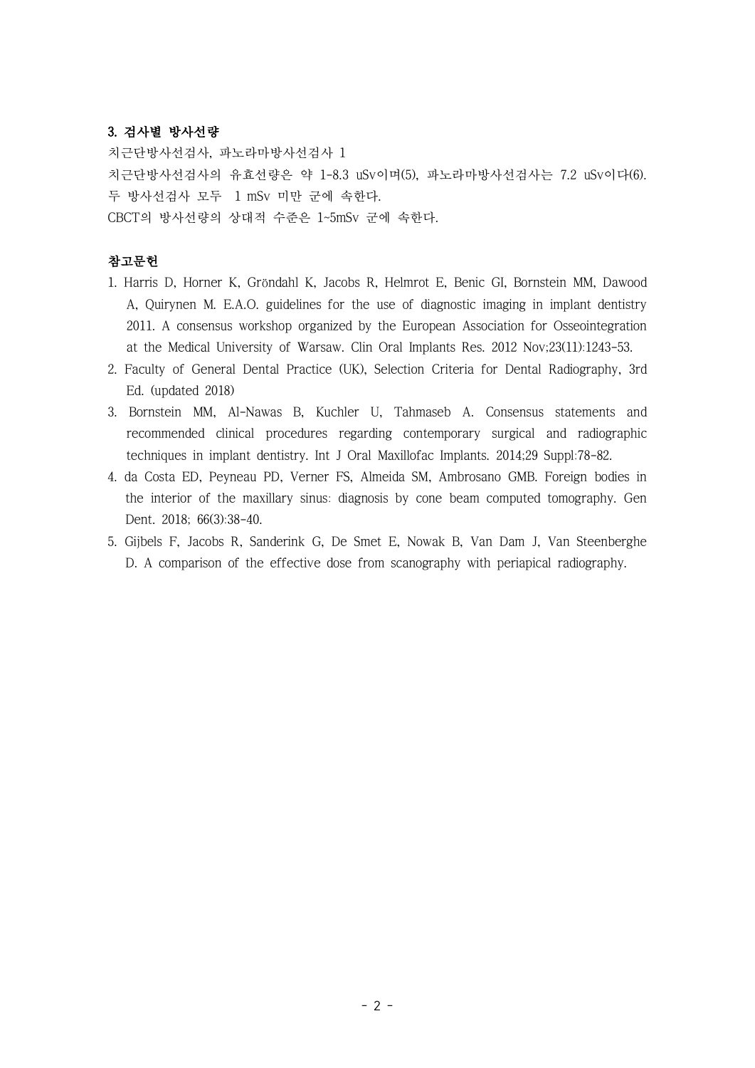### 3. 검사별 방사선량

치근단방사선검사, 파노라마방사선검사 1

치근단방사선검사의 유효선량은 약 1-8.3 uSv이며(5), 파노라마방사선검사는 7.2 uSv이다(6). 두 방사선검사 모두  1 mSv 미만 군에 속한다.

CBCT의 방사선량의 상대적 수준은 1~5mSv 군에 속한다.

### 참고문헌

1. Harris D, Horner K, Gröndahl K, Jacobs R, Helmrot E, Benic GI, Bornstein MM, Dawood A, Quirynen M. E.A.O. guidelines for the use of diagnostic imaging in implant dentistry 2011. A consensus workshop organized by the European Association for Osseointegration at the Medical University of Warsaw. Clin Oral Implants Res. 2012 Nov;23(11):1243-53.
2. Faculty of General Dental Practice (UK), Selection Criteria for Dental Radiography, 3rd Ed. (updated 2018)
3. Bornstein MM, Al-Nawas B, Kuchler U, Tahmaseb A. Consensus statements and recommended clinical procedures regarding contemporary surgical and radiographic techniques in implant dentistry. Int J Oral Maxillofac Implants. 2014;29 Suppl:78-82.
4. da Costa ED, Peyneau PD, Verner FS, Almeida SM, Ambrosano GMB. Foreign bodies in the interior of the maxillary sinus: diagnosis by cone beam computed tomography. Gen Dent. 2018; 66(3):38-40.
5. Gijbels F, Jacobs R, Sanderink G, De Smet E, Nowak B, Van Dam J, Van Steenberghe D. A comparison of the effective dose from scanography with periapical radiography.